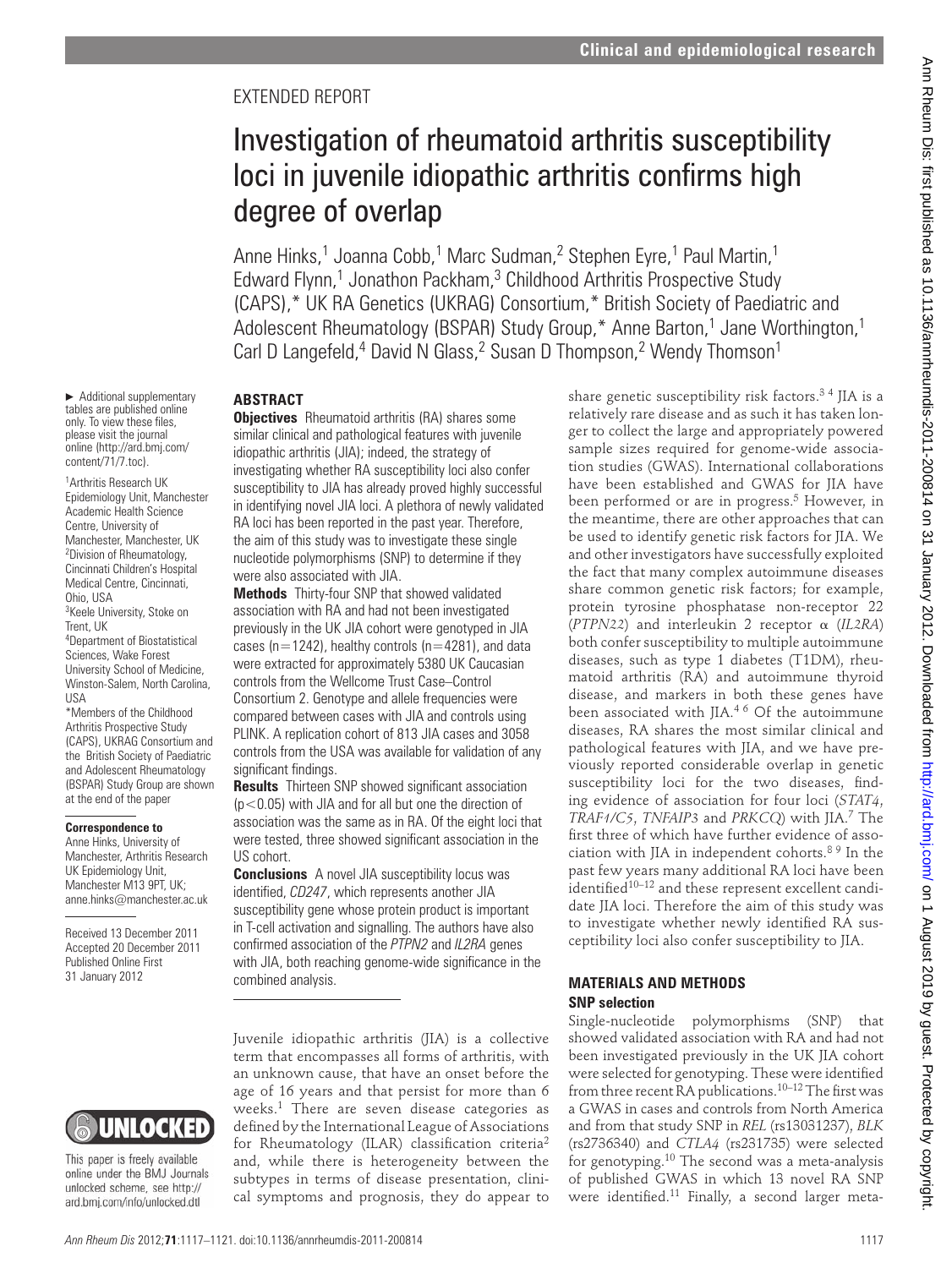EXTENDED REPORT

# Investigation of rheumatoid arthritis susceptibility loci in juvenile idiopathic arthritis confirms high degree of overlap

Anne Hinks,[1] Joanna Cobb,[1] Marc Sudman,[2] Stephen Eyre,[1] Paul Martin,[1] Edward Flynn,[1] Jonathon Packham,[3] Childhood Arthritis Prospective Study (CAPS),* UK RA Genetics (UKRAG) Consortium,* British Society of Paediatric and Adolescent Rheumatology (BSPAR) Study Group,* Anne Barton,[1] Jane Worthington,[1] Carl D Langefeld,[4] David N Glass,[2] Susan D Thompson,[2] Wendy Thomson[1]

► Additional supplementary tables are published online only. To view these files, please visit the journal online (http://ard.bmj.com/content/71/7.toc).

[1]Arthritis Research UK Epidemiology Unit, Manchester Academic Health Science Centre, University of Manchester, Manchester, UK
[2]Division of Rheumatology, Cincinnati Children's Hospital Medical Centre, Cincinnati, Ohio, USA
[3]Keele University, Stoke on Trent, UK
[4]Department of Biostatistical Sciences, Wake Forest University School of Medicine, Winston-Salem, North Carolina, USA

*Members of the Childhood Arthritis Prospective Study (CAPS), UKRAG Consortium and the British Society of Paediatric and Adolescent Rheumatology (BSPAR) Study Group are shown at the end of the paper

**Correspondence to**
Anne Hinks, University of Manchester, Arthritis Research UK Epidemiology Unit, Manchester M13 9PT, UK; anne.hinks@manchester.ac.uk

Received 13 December 2011
Accepted 20 December 2011
Published Online First 31 January 2012

This paper is freely available online under the BMJ Journals unlocked scheme, see http://ard.bmj.com/info/unlocked.dtl

## ABSTRACT

**Objectives** Rheumatoid arthritis (RA) shares some similar clinical and pathological features with juvenile idiopathic arthritis (JIA); indeed, the strategy of investigating whether RA susceptibility loci also confer susceptibility to JIA has already proved highly successful in identifying novel JIA loci. A plethora of newly validated RA loci has been reported in the past year. Therefore, the aim of this study was to investigate these single nucleotide polymorphisms (SNP) to determine if they were also associated with JIA.

**Methods** Thirty-four SNP that showed validated association with RA and had not been investigated previously in the UK JIA cohort were genotyped in JIA cases (n=1242), healthy controls (n=4281), and data were extracted for approximately 5380 UK Caucasian controls from the Wellcome Trust Case–Control Consortium 2. Genotype and allele frequencies were compared between cases with JIA and controls using PLINK. A replication cohort of 813 JIA cases and 3058 controls from the USA was available for validation of any significant findings.

**Results** Thirteen SNP showed significant association ($p<0.05$) with JIA and for all but one the direction of association was the same as in RA. Of the eight loci that were tested, three showed significant association in the US cohort.

**Conclusions** A novel JIA susceptibility locus was identified, *CD247*, which represents another JIA susceptibility gene whose protein product is important in T-cell activation and signalling. The authors have also confirmed association of the *PTPN2* and *IL2RA* genes with JIA, both reaching genome-wide significance in the combined analysis.

Juvenile idiopathic arthritis (JIA) is a collective term that encompasses all forms of arthritis, with an unknown cause, that have an onset before the age of 16 years and that persist for more than 6 weeks.[1] There are seven disease categories as defined by the International League of Associations for Rheumatology (ILAR) classification criteria[2] and, while there is heterogeneity between the subtypes in terms of disease presentation, clinical symptoms and prognosis, they do appear to share genetic susceptibility risk factors.[3 4] JIA is a relatively rare disease and as such it has taken longer to collect the large and appropriately powered sample sizes required for genome-wide association studies (GWAS). International collaborations have been established and GWAS for JIA have been performed or are in progress.[5] However, in the meantime, there are other approaches that can be used to identify genetic risk factors for JIA. We and other investigators have successfully exploited the fact that many complex autoimmune diseases share common genetic risk factors; for example, protein tyrosine phosphatase non-receptor 22 (*PTPN22*) and interleukin 2 receptor α (*IL2RA*) both confer susceptibility to multiple autoimmune diseases, such as type 1 diabetes (T1DM), rheumatoid arthritis (RA) and autoimmune thyroid disease, and markers in both these genes have been associated with JIA.[4 6] Of the autoimmune diseases, RA shares the most similar clinical and pathological features with JIA, and we have previously reported considerable overlap in genetic susceptibility loci for the two diseases, finding evidence of association for four loci (*STAT4*, *TRAF1/C5*, *TNFAIP3* and *PRKCQ*) with JIA.[7] The first three of which have further evidence of association with JIA in independent cohorts.[8 9] In the past few years many additional RA loci have been identified[10–12] and these represent excellent candidate JIA loci. Therefore the aim of this study was to investigate whether newly identified RA susceptibility loci also confer susceptibility to JIA.

## MATERIALS AND METHODS

### SNP selection

Single-nucleotide polymorphisms (SNP) that showed validated association with RA and had not been investigated previously in the UK JIA cohort were selected for genotyping. These were identified from three recent RA publications.[10–12] The first was a GWAS in cases and controls from North America and from that study SNP in *REL* (rs13031237), *BLK* (rs2736340) and *CTLA4* (rs231735) were selected for genotyping.[10] The second was a meta-analysis of published GWAS in which 13 novel RA SNP were identified.[11] Finally, a second larger meta-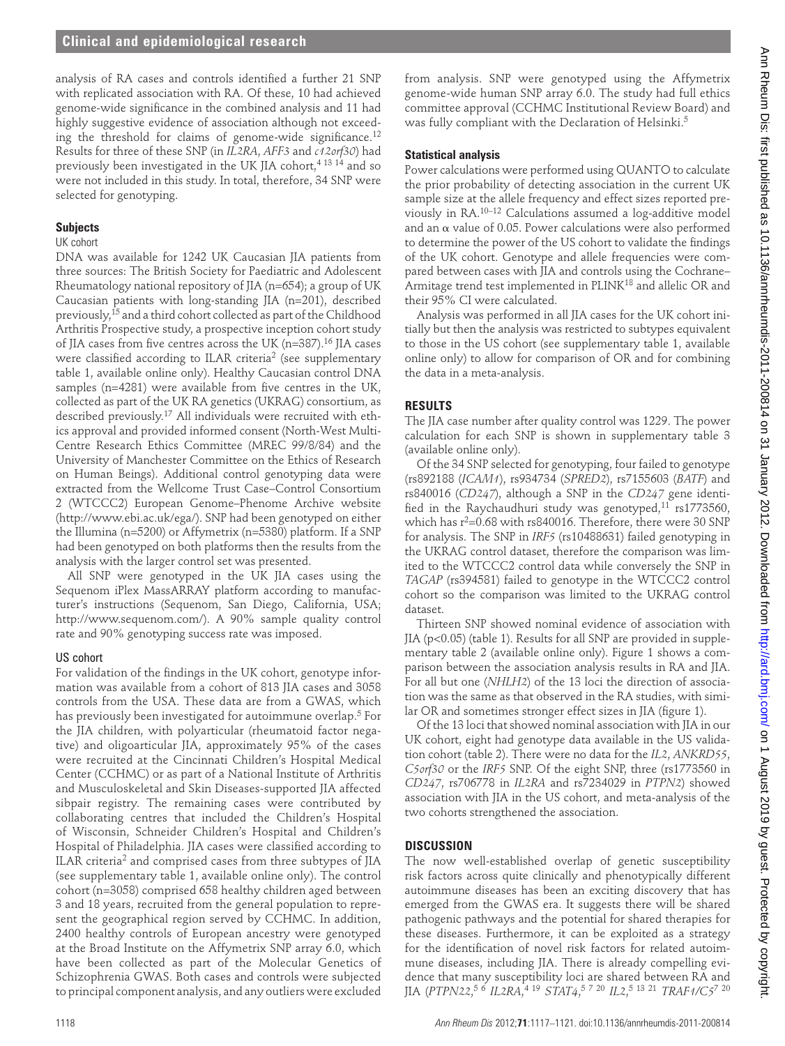analysis of RA cases and controls identified a further 21 SNP with replicated association with RA. Of these, 10 had achieved genome-wide significance in the combined analysis and 11 had highly suggestive evidence of association although not exceeding the threshold for claims of genome-wide significance.[12] Results for three of these SNP (in *IL2RA*, *AFF3* and *c12orf30*) had previously been investigated in the UK JIA cohort,[4 13 14] and so were not included in this study. In total, therefore, 34 SNP were selected for genotyping.

### Subjects

#### UK cohort

DNA was available for 1242 UK Caucasian JIA patients from three sources: The British Society for Paediatric and Adolescent Rheumatology national repository of JIA (n=654); a group of UK Caucasian patients with long-standing JIA (n=201), described previously,[15] and a third cohort collected as part of the Childhood Arthritis Prospective study, a prospective inception cohort study of JIA cases from five centres across the UK (n=387).[16] JIA cases were classified according to ILAR criteria[2] (see supplementary table 1, available online only). Healthy Caucasian control DNA samples (n=4281) were available from five centres in the UK, collected as part of the UK RA genetics (UKRAG) consortium, as described previously.[17] All individuals were recruited with ethics approval and provided informed consent (North-West Multi-Centre Research Ethics Committee (MREC 99/8/84) and the University of Manchester Committee on the Ethics of Research on Human Beings). Additional control genotyping data were extracted from the Wellcome Trust Case–Control Consortium 2 (WTCCC2) European Genome–Phenome Archive website (http://www.ebi.ac.uk/ega/). SNP had been genotyped on either the Illumina (n=5200) or Affymetrix (n=5380) platform. If a SNP had been genotyped on both platforms then the results from the analysis with the larger control set was presented.

All SNP were genotyped in the UK JIA cases using the Sequenom iPlex MassARRAY platform according to manufacturer's instructions (Sequenom, San Diego, California, USA; http://www.sequenom.com/). A 90% sample quality control rate and 90% genotyping success rate was imposed.

#### US cohort

For validation of the findings in the UK cohort, genotype information was available from a cohort of 813 JIA cases and 3058 controls from the USA. These data are from a GWAS, which has previously been investigated for autoimmune overlap.[5] For the JIA children, with polyarticular (rheumatoid factor negative) and oligoarticular JIA, approximately 95% of the cases were recruited at the Cincinnati Children's Hospital Medical Center (CCHMC) or as part of a National Institute of Arthritis and Musculoskeletal and Skin Diseases-supported JIA affected sibpair registry. The remaining cases were contributed by collaborating centres that included the Children's Hospital of Wisconsin, Schneider Children's Hospital and Children's Hospital of Philadelphia. JIA cases were classified according to ILAR criteria[2] and comprised cases from three subtypes of JIA (see supplementary table 1, available online only). The control cohort (n=3058) comprised 658 healthy children aged between 3 and 18 years, recruited from the general population to represent the geographical region served by CCHMC. In addition, 2400 healthy controls of European ancestry were genotyped at the Broad Institute on the Affymetrix SNP array 6.0, which have been collected as part of the Molecular Genetics of Schizophrenia GWAS. Both cases and controls were subjected to principal component analysis, and any outliers were excluded from analysis. SNP were genotyped using the Affymetrix genome-wide human SNP array 6.0. The study had full ethics committee approval (CCHMC Institutional Review Board) and was fully compliant with the Declaration of Helsinki.[5]

### Statistical analysis

Power calculations were performed using QUANTO to calculate the prior probability of detecting association in the current UK sample size at the allele frequency and effect sizes reported previously in RA.[10–12] Calculations assumed a log-additive model and an $\alpha$ value of 0.05. Power calculations were also performed to determine the power of the US cohort to validate the findings of the UK cohort. Genotype and allele frequencies were compared between cases with JIA and controls using the Cochrane–Armitage trend test implemented in PLINK[18] and allelic OR and their 95% CI were calculated.

Analysis was performed in all JIA cases for the UK cohort initially but then the analysis was restricted to subtypes equivalent to those in the US cohort (see supplementary table 1, available online only) to allow for comparison of OR and for combining the data in a meta-analysis.

## RESULTS

The JIA case number after quality control was 1229. The power calculation for each SNP is shown in supplementary table 3 (available online only).

Of the 34 SNP selected for genotyping, four failed to genotype (rs892188 (*ICAM1*), rs934734 (*SPRED2*), rs7155603 (*BATF*) and rs840016 (*CD247*), although a SNP in the *CD247* gene identified in the Raychaudhuri study was genotyped,[11] rs1773560, which has $r^2$=0.68 with rs840016. Therefore, there were 30 SNP for analysis. The SNP in *IRF5* (rs10488631) failed genotyping in the UKRAG control dataset, therefore the comparison was limited to the WTCCC2 control data while conversely the SNP in *TAGAP* (rs394581) failed to genotype in the WTCCC2 control cohort so the comparison was limited to the UKRAG control dataset.

Thirteen SNP showed nominal evidence of association with JIA ($p<0.05$) (table 1). Results for all SNP are provided in supplementary table 2 (available online only). Figure 1 shows a comparison between the association analysis results in RA and JIA. For all but one (*NHLH2*) of the 13 loci the direction of association was the same as that observed in the RA studies, with similar OR and sometimes stronger effect sizes in JIA (figure 1).

Of the 13 loci that showed nominal association with JIA in our UK cohort, eight had genotype data available in the US validation cohort (table 2). There were no data for the *IL2*, *ANKRD55*, *C5orf30* or the *IRF5* SNP. Of the eight SNP, three (rs1773560 in *CD247*, rs706778 in *IL2RA* and rs7234029 in *PTPN2*) showed association with JIA in the US cohort, and meta-analysis of the two cohorts strengthened the association.

## DISCUSSION

The now well-established overlap of genetic susceptibility risk factors across quite clinically and phenotypically different autoimmune diseases has been an exciting discovery that has emerged from the GWAS era. It suggests there will be shared pathogenic pathways and the potential for shared therapies for these diseases. Furthermore, it can be exploited as a strategy for the identification of novel risk factors for related autoimmune diseases, including JIA. There is already compelling evidence that many susceptibility loci are shared between RA and JIA (*PTPN22*,[5 6] *IL2RA*,[4 19] *STAT4*,[5 7 20] *IL2*,[5 13 21] *TRAF1/C5*[7 20]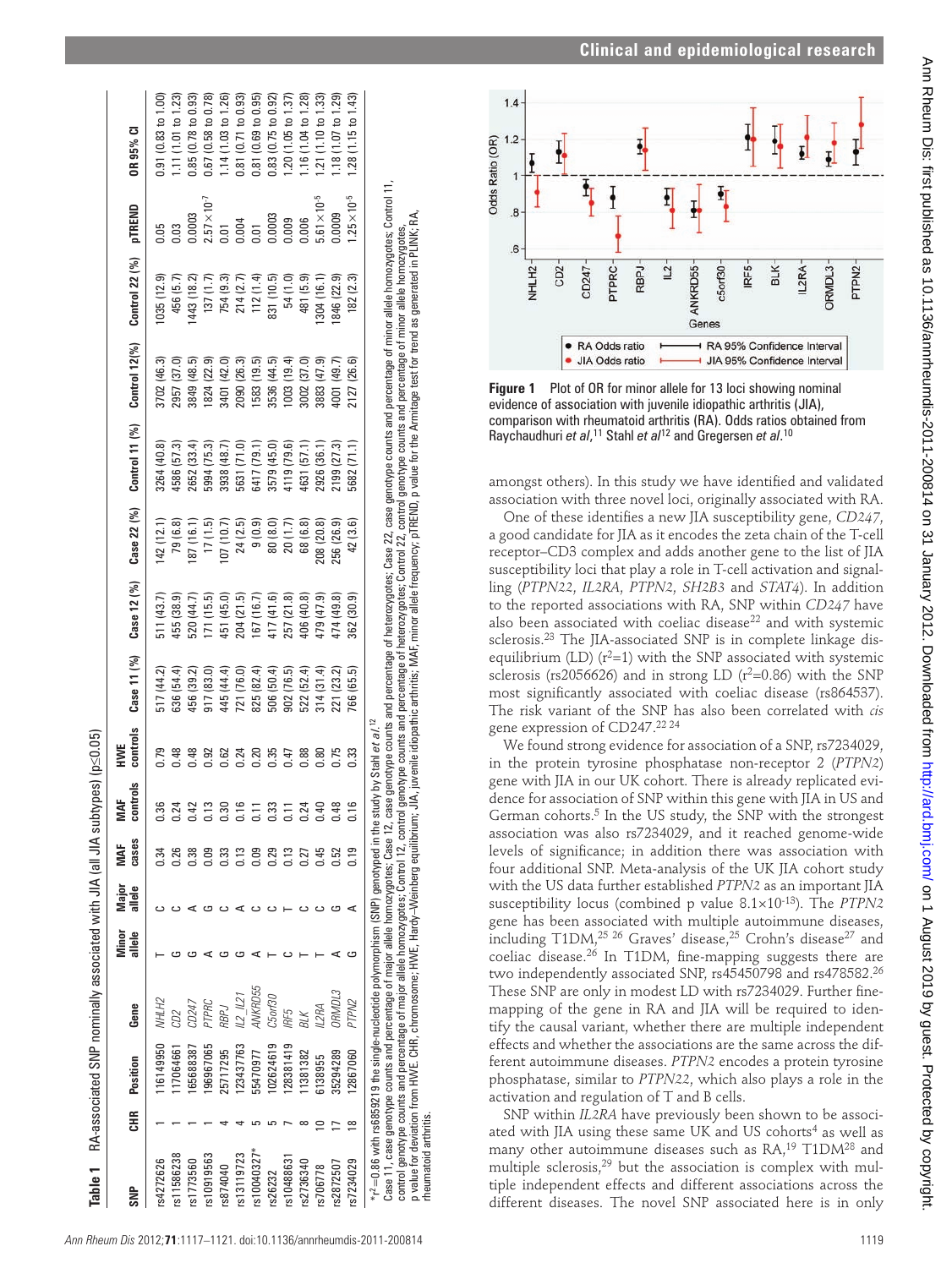**Table 1** RA-associated SNP nominally associated with JIA (all JIA subtypes) (p≤0.05)

| SNP | CHR | Position | Gene | Minor allele | Major allele | MAF cases | MAF controls | HWE controls | Case 11 (%) | Case 12 (%) | Case 22 (%) | Control 11 (%) | Control 12(%) | Control 22 (%) | pTREND | OR 95% CI |
|---|---|---|---|---|---|---|---|---|---|---|---|---|---|---|---|---|
| rs4272626 | 1 | 116149950 | *NHLH2* | T | C | 0.34 | 0.36 | 0.79 | 517 (44.2) | 511 (43.7) | 142 (12.1) | 3264 (40.8) | 3702 (46.3) | 1035 (12.9) | 0.05 | 0.91 (0.83 to 1.00) |
| rs11586238 | 1 | 117064661 | *CD2* | G | C | 0.26 | 0.24 | 0.48 | 636 (54.4) | 455 (38.9) | 79 (6.8) | 4586 (57.3) | 2957 (37.0) | 456 (5.7) | 0.03 | 1.11 (1.01 to 1.23) |
| rs1773560 | 1 | 165688387 | *CD247* | G | A | 0.38 | 0.42 | 0.48 | 456 (39.2) | 520 (44.7) | 187 (16.1) | 2652 (33.4) | 3849 (48.5) | 1443 (18.2) | 0.0003 | 0.85 (0.78 to 0.93) |
| rs10919563 | 1 | 196967065 | *PTPRC* | A | G | 0.09 | 0.13 | 0.92 | 917 (83.0) | 171 (15.5) | 17 (1.5) | 5994 (75.3) | 1824 (22.9) | 137 (1.7) | $2.57\times10^{-7}$ | 0.67 (0.58 to 0.78) |
| rs874040 | 4 | 25717295 | *RBPJ* | G | C | 0.33 | 0.30 | 0.62 | 445 (44.4) | 451 (45.0) | 107 (10.7) | 3938 (48.7) | 3401 (42.0) | 754 (9.3) | 0.01 | 1.14 (1.03 to 1.26) |
| rs13119723 | 4 | 123437763 | *IL2_IL21* | G | A | 0.13 | 0.16 | 0.24 | 721 (76.0) | 204 (21.5) | 24 (2.5) | 5631 (71.0) | 2090 (26.3) | 214 (2.7) | 0.004 | 0.81 (0.71 to 0.93) |
| rs10040327* | 5 | 55470977 | *ANKRD55* | A | C | 0.09 | 0.11 | 0.20 | 825 (82.4) | 167 (16.7) | 9 (0.9) | 6417 (79.1) | 1583 (19.5) | 112 (1.4) | 0.01 | 0.81 (0.69 to 0.95) |
| rs26232 | 5 | 102624619 | *C5orf30* | T | C | 0.29 | 0.33 | 0.35 | 506 (50.4) | 417 (41.6) | 80 (8.0) | 3579 (45.0) | 3536 (44.5) | 831 (10.5) | 0.0003 | 0.83 (0.75 to 0.92) |
| rs10488631 | 7 | 128381419 | *IRF5* | C | T | 0.13 | 0.11 | 0.47 | 902 (76.5) | 257 (21.8) | 20 (1.7) | 4119 (79.6) | 1003 (19.4) | 54 (1.0) | 0.009 | 1.20 (1.05 to 1.37) |
| rs2736340 | 8 | 11381382 | *BLK* | T | C | 0.27 | 0.24 | 0.88 | 522 (52.4) | 406 (40.8) | 68 (6.8) | 4631 (57.1) | 3002 (37.0) | 481 (5.9) | 0.006 | 1.16 (1.04 to 1.28) |
| rs706778 | 10 | 6138955 | *IL2RA* | T | C | 0.45 | 0.40 | 0.80 | 314 (31.4) | 479 (47.9) | 208 (20.8) | 2926 (36.1) | 3883 (47.9) | 1304 (16.1) | $5.61\times10^{-5}$ | 1.21 (1.10 to 1.33) |
| rs2872507 | 17 | 35294289 | *ORMDL3* | A | G | 0.52 | 0.48 | 0.75 | 221 (23.2) | 474 (49.8) | 256 (26.9) | 2199 (27.3) | 4001 (49.7) | 1846 (22.9) | 0.0009 | 1.18 (1.07 to 1.29) |
| rs7234029 | 18 | 12867060 | *PTPN2* | G | A | 0.19 | 0.16 | 0.33 | 766 (65.5) | 362 (30.9) | 42 (3.6) | 5682 (71.1) | 2127 (26.6) | 182 (2.3) | $1.25\times10^{-5}$ | 1.28 (1.15 to 1.43) |

*$r^2$=0.86 with rs6859219 the single-nucleotide polymorphism (SNP) genotyped in the study by Stahl *et al*.[12]
Case 11, case genotype counts and percentage of major allele homozygotes; Case 12, case genotype counts and percentage of heterozygotes; Case 22, case genotype counts and percentage of minor allele homozygotes; Control 11, control genotype counts and percentage of major allele homozygotes; Control 12, control genotype counts and percentage of heterozygotes; Control 22, control genotype counts and percentage of minor allele homozygotes, p value for deviation from HWE. CHR, chromosome; HWE, Hardy–Weinberg equilibrium; JIA, juvenile idiopathic arthritis; MAF, minor allele frequency; pTREND, p value for the Armitage test for trend as generated in PLINK; RA, rheumatoid arthritis.

**Figure 1** Plot of OR for minor allele for 13 loci showing nominal evidence of association with juvenile idiopathic arthritis (JIA), comparison with rheumatoid arthritis (RA). Odds ratios obtained from Raychaudhuri *et al*,[11] Stahl *et al*[12] and Gregersen *et al*.[10]

amongst others). In this study we have identified and validated association with three novel loci, originally associated with RA.

One of these identifies a new JIA susceptibility gene, *CD247*, a good candidate for JIA as it encodes the zeta chain of the T-cell receptor–CD3 complex and adds another gene to the list of JIA susceptibility loci that play a role in T-cell activation and signalling (*PTPN22*, *IL2RA*, *PTPN2*, *SH2B3* and *STAT4*). In addition to the reported associations with RA, SNP within *CD247* have also been associated with coeliac disease[22] and with systemic sclerosis.[23] The JIA-associated SNP is in complete linkage disequilibrium (LD) ($r^2$=1) with the SNP associated with systemic sclerosis (rs2056626) and in strong LD ($r^2$=0.86) with the SNP most significantly associated with coeliac disease (rs864537). The risk variant of the SNP has also been correlated with *cis* gene expression of CD247.[22 24]

We found strong evidence for association of a SNP, rs7234029, in the protein tyrosine phosphatase non-receptor 2 (*PTPN2*) gene with JIA in our UK cohort. There is already replicated evidence for association of SNP within this gene with JIA in US and German cohorts.[5] In the US study, the SNP with the strongest association was also rs7234029, and it reached genome-wide levels of significance; in addition there was association with four additional SNP. Meta-analysis of the UK JIA cohort study with the US data further established *PTPN2* as an important JIA susceptibility locus (combined p value $8.1\times10^{-13}$). The *PTPN2* gene has been associated with multiple autoimmune diseases, including T1DM,[25 26] Graves' disease,[25] Crohn's disease[27] and coeliac disease.[26] In T1DM, fine-mapping suggests there are two independently associated SNP, rs45450798 and rs478582.[26] These SNP are only in modest LD with rs7234029. Further fine-mapping of the gene in RA and JIA will be required to identify the causal variant, whether there are multiple independent effects and whether the associations are the same across the different autoimmune diseases. *PTPN2* encodes a protein tyrosine phosphatase, similar to *PTPN22*, which also plays a role in the activation and regulation of T and B cells.

SNP within *IL2RA* have previously been shown to be associated with JIA using these same UK and US cohorts[4] as well as many other autoimmune diseases such as RA,[19] T1DM[28] and multiple sclerosis,[29] but the association is complex with multiple independent effects and different associations across the different diseases. The novel SNP associated here is in only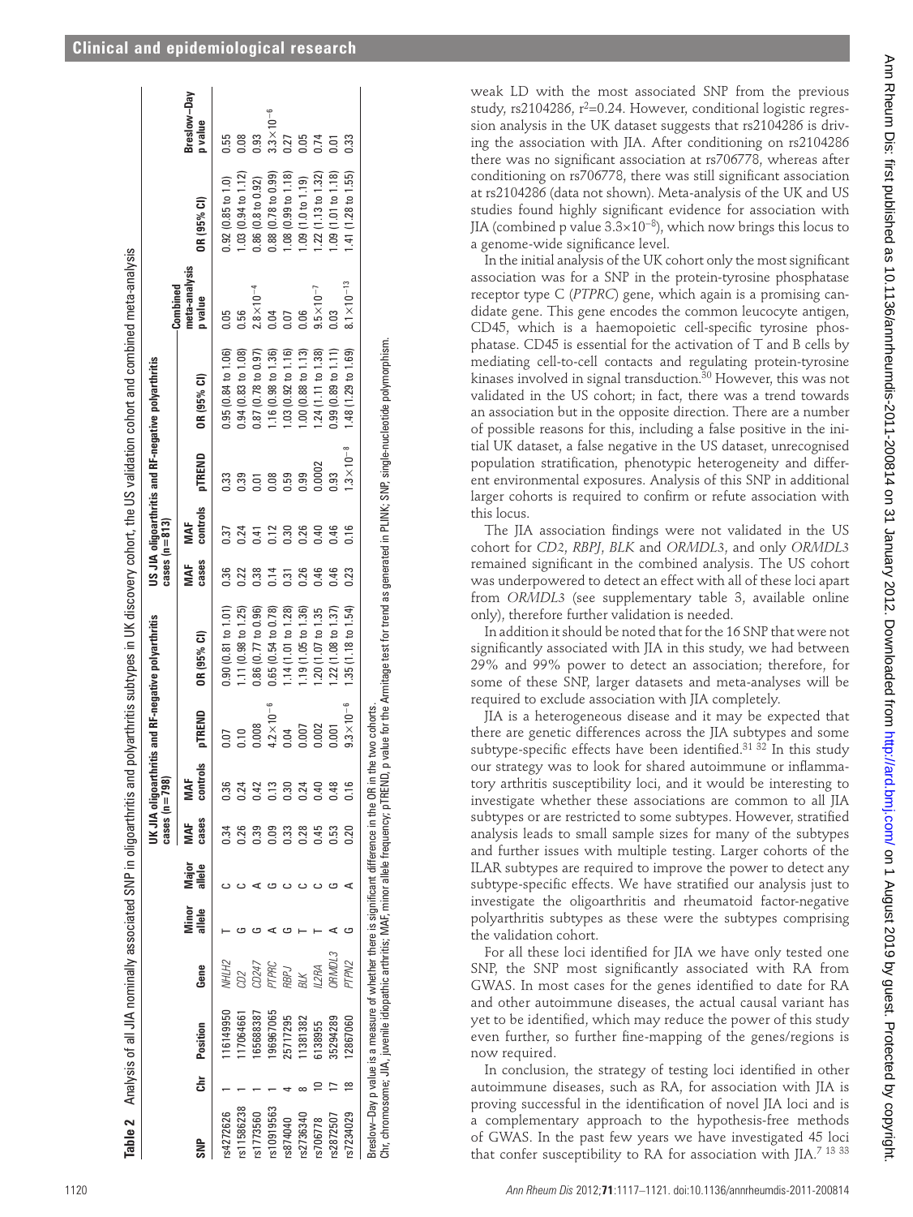**Table 2** Analysis of all JIA nominally associated SNP in oligoarthritis and polyarthritis subtypes in UK discovery cohort, the US validation cohort and combined meta-analysis

| | | | | | | UK JIA oligoarthritis and RF-negative polyarthritis cases (n=798) | | | | US JIA oligoarthritis and RF-negative polyarthritis cases (n=813) | | | | | |
|---|---|---|---|---|---|---|---|---|---|---|---|---|---|---|---|
| SNP | Chr | Position | Gene | Minor allele | Major allele | MAF cases | MAF controls | pTREND | OR (95% CI) | MAF cases | MAF controls | pTREND | OR (95% CI) | Combined meta-analysis p value | OR (95% CI) | Breslow–Day p value |
| rs4272626 | 1 | 116149950 | *NHLH2* | T | C | 0.34 | 0.36 | 0.07 | 0.90 (0.81 to 1.01) | 0.36 | 0.37 | 0.33 | 0.95 (0.84 to 1.06) | 0.05 | 0.92 (0.85 to 1.0) | 0.55 |
| rs11586238 | 1 | 117064661 | *CD2* | G | C | 0.26 | 0.24 | 0.10 | 1.11 (0.98 to 1.25) | 0.22 | 0.24 | 0.39 | 0.94 (0.83 to 1.08) | 0.56 | 1.03 (0.94 to 1.12) | 0.08 |
| rs1173560 | 1 | 165688387 | *CD247* | G | A | 0.39 | 0.42 | 0.008 | 0.86 (0.77 to 0.96) | 0.38 | 0.41 | 0.01 | 0.87 (0.78 to 0.97) | $2.8\times10^{-4}$ | 0.86 (0.8 to 0.92) | 0.93 |
| rs10919563 | 1 | 196967065 | *PTPRC* | A | G | 0.09 | 0.13 | $4.2\times10^{-6}$ | 0.65 (0.54 to 0.78) | 0.14 | 0.12 | 0.08 | 1.16 (0.98 to 1.36) | 0.04 | 0.88 (0.78 to 0.99) | $3.3\times10^{-6}$ |
| rs874040 | 4 | 25717295 | *RBPJ* | G | C | 0.33 | 0.30 | 0.04 | 1.14 (1.01 to 1.28) | 0.31 | 0.30 | 0.59 | 1.03 (0.92 to 1.16) | 0.07 | 1.08 (0.99 to 1.18) | 0.27 |
| rs2736340 | 8 | 11381382 | *BLK* | T | C | 0.28 | 0.24 | 0.007 | 1.19 (1.05 to 1.36) | 0.26 | 0.26 | 0.99 | 1.00 (0.88 to 1.13) | 0.06 | 1.09 (1.0 to 1.19) | 0.05 |
| rs706778 | 10 | 6138955 | *IL2RA* | T | C | 0.45 | 0.40 | 0.002 | 1.20 (1.07 to 1.35 | 0.46 | 0.40 | 0.0002 | 1.24 (1.11 to 1.38) | $9.5\times10^{-7}$ | 1.22 (1.13 to 1.32) | 0.74 |
| rs2872507 | 17 | 35294289 | *ORMDL3* | A | G | 0.53 | 0.48 | 0.001 | 1.22 (1.08 to 1.37) | 0.46 | 0.46 | 0.93 | 0.99 (0.89 to 1.11) | 0.03 | 1.09 (1.01 to 1.18) | 0.01 |
| rs7234029 | 18 | 12867060 | *PTPN2* | G | A | 0.20 | 0.16 | $9.3\times10^{-6}$ | 1.35 (1.18 to 1.54) | 0.23 | 0.16 | $1.3\times10^{-8}$ | 1.48 (1.29 to 1.69) | $8.1\times10^{-13}$ | 1.41 (1.28 to 1.55) | 0.33 |

Breslow–Day p value is a measure of whether there is significant difference in the OR in the two cohorts.
Chr, chromosome; JIA, juvenile idiopathic arthritis; MAF, minor allele frequency; pTREND, p value for the Armitage test for trend as generated in PLINK; SNP, single-nucleotide polymorphism.

weak LD with the most associated SNP from the previous study, rs2104286, $r^2$=0.24. However, conditional logistic regression analysis in the UK dataset suggests that rs2104286 is driving the association with JIA. After conditioning on rs2104286 there was no significant association at rs706778, whereas after conditioning on rs706778, there was still significant association at rs2104286 (data not shown). Meta-analysis of the UK and US studies found highly significant evidence for association with JIA (combined p value $3.3\times10^{-8}$), which now brings this locus to a genome-wide significance level.

In the initial analysis of the UK cohort only the most significant association was for a SNP in the protein-tyrosine phosphatase receptor type C (*PTPRC*) gene, which again is a promising candidate gene. This gene encodes the common leucocyte antigen, CD45, which is a haemopoietic cell-specific tyrosine phosphatase. CD45 is essential for the activation of T and B cells by mediating cell-to-cell contacts and regulating protein-tyrosine kinases involved in signal transduction.[30] However, this was not validated in the US cohort; in fact, there was a trend towards an association but in the opposite direction. There are a number of possible reasons for this, including a false positive in the initial UK dataset, a false negative in the US dataset, unrecognised population stratification, phenotypic heterogeneity and different environmental exposures. Analysis of this SNP in additional larger cohorts is required to confirm or refute association with this locus.

The JIA association findings were not validated in the US cohort for *CD2*, *RBPJ*, *BLK* and *ORMDL3*, and only *ORMDL3* remained significant in the combined analysis. The US cohort was underpowered to detect an effect with all of these loci apart from *ORMDL3* (see supplementary table 3, available online only), therefore further validation is needed.

In addition it should be noted that for the 16 SNP that were not significantly associated with JIA in this study, we had between 29% and 99% power to detect an association; therefore, for some of these SNP, larger datasets and meta-analyses will be required to exclude association with JIA completely.

JIA is a heterogeneous disease and it may be expected that there are genetic differences across the JIA subtypes and some subtype-specific effects have been identified.[31 32] In this study our strategy was to look for shared autoimmune or inflammatory arthritis susceptibility loci, and it would be interesting to investigate whether these associations are common to all JIA subtypes or are restricted to some subtypes. However, stratified analysis leads to small sample sizes for many of the subtypes and further issues with multiple testing. Larger cohorts of the ILAR subtypes are required to improve the power to detect any subtype-specific effects. We have stratified our analysis just to investigate the oligoarthritis and rheumatoid factor-negative polyarthritis subtypes as these were the subtypes comprising the validation cohort.

For all these loci identified for JIA we have only tested one SNP, the SNP most significantly associated with RA from GWAS. In most cases for the genes identified to date for RA and other autoimmune diseases, the actual causal variant has yet to be identified, which may reduce the power of this study even further, so further fine-mapping of the genes/regions is now required.

In conclusion, the strategy of testing loci identified in other autoimmune diseases, such as RA, for association with JIA is proving successful in the identification of novel JIA loci and is a complementary approach to the hypothesis-free methods of GWAS. In the past few years we have investigated 45 loci that confer susceptibility to RA for association with JIA.[7 13 33]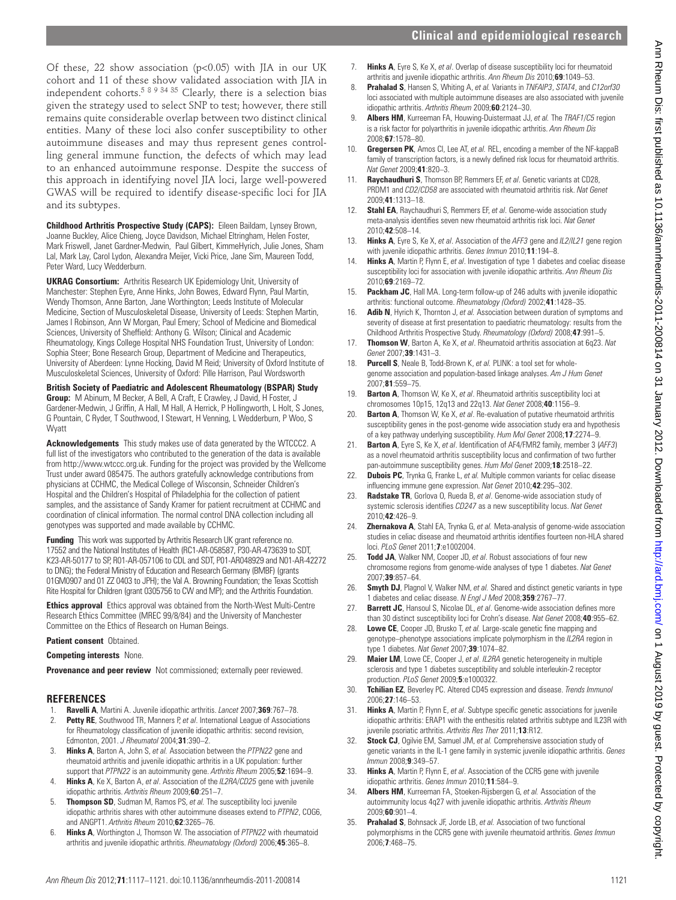Of these, 22 show association ($p<0.05$) with JIA in our UK cohort and 11 of these show validated association with JIA in independent cohorts.[5 8 9 34 35] Clearly, there is a selection bias given the strategy used to select SNP to test; however, there still remains quite considerable overlap between two distinct clinical entities. Many of these loci also confer susceptibility to other autoimmune diseases and may thus represent genes controlling general immune function, the defects of which may lead to an enhanced autoimmune response. Despite the success of this approach in identifying novel JIA loci, large well-powered GWAS will be required to identify disease-specific loci for JIA and its subtypes.

**Childhood Arthritis Prospective Study (CAPS):** Eileen Baildam, Lynsey Brown, Joanne Buckley, Alice Chieng, Joyce Davidson, Michael Eltringham, Helen Foster, Mark Friswell, Janet Gardner-Medwin, Paul Gilbert, KimmeHyrich, Julie Jones, Sham Lal, Mark Lay, Carol Lydon, Alexandra Meijer, Vicki Price, Jane Sim, Maureen Todd, Peter Ward, Lucy Wedderburn.

**UKRAG Consortium:** Arthritis Research UK Epidemiology Unit, University of Manchester: Stephen Eyre, Anne Hinks, John Bowes, Edward Flynn, Paul Martin, Wendy Thomson, Anne Barton, Jane Worthington; Leeds Institute of Molecular Medicine, Section of Musculoskeletal Disease, University of Leeds: Stephen Martin, James I Robinson, Ann W Morgan, Paul Emery; School of Medicine and Biomedical Sciences, University of Sheffield: Anthony G. Wilson; Clinical and Academic Rheumatology, Kings College Hospital NHS Foundation Trust, University of London: Sophia Steer; Bone Research Group, Department of Medicine and Therapeutics, University of Aberdeen: Lynne Hocking, David M Reid; University of Oxford Institute of Musculoskeletal Sciences, University of Oxford: Pille Harrison, Paul Wordsworth

**British Society of Paediatric and Adolescent Rheumatology (BSPAR) Study Group:** M Abinum, M Becker, A Bell, A Craft, E Crawley, J David, H Foster, J Gardener-Medwin, J Griffin, A Hall, M Hall, A Herrick, P Hollingworth, L Holt, S Jones, G Pountain, C Ryder, T Southwood, I Stewart, H Venning, L Wedderburn, P Woo, S Wyatt

**Acknowledgements** This study makes use of data generated by the WTCCC2. A full list of the investigators who contributed to the generation of the data is available from http://www.wtccc.org.uk. Funding for the project was provided by the Wellcome Trust under award 085475. The authors gratefully acknowledge contributions from physicians at CCHMC, the Medical College of Wisconsin, Schneider Children's Hospital and the Children's Hospital of Philadelphia for the collection of patient samples, and the assistance of Sandy Kramer for patient recruitment at CCHMC and coordination of clinical information. The normal control DNA collection including all genotypes was supported and made available by CCHMC.

**Funding** This work was supported by Arthritis Research UK grant reference no. 17552 and the National Institutes of Health (RC1-AR-058587, P30-AR-473639 to SDT, K23-AR-50177 to SP, R01-AR-057106 to CDL and SDT, P01-AR048929 and N01-AR-42272 to DNG); the Federal Ministry of Education and Research Germany (BMBF) (grants 01GM0907 and 01 ZZ 0403 to JPH); the Val A. Browning Foundation; the Texas Scottish Rite Hospital for Children (grant 0305756 to CW and MP); and the Arthritis Foundation.

**Ethics approval** Ethics approval was obtained from the North-West Multi-Centre Research Ethics Committee (MREC 99/8/84) and the University of Manchester Committee on the Ethics of Research on Human Beings.

**Patient consent** Obtained.

**Competing interests** None.

**Provenance and peer review** Not commissioned; externally peer reviewed.

## REFERENCES

1. **Ravelli A**, Martini A. Juvenile idiopathic arthritis. *Lancet* 2007;**369**:767–78.
2. **Petty RE**, Southwood TR, Manners P, *et al*. International League of Associations for Rheumatology classification of juvenile idiopathic arthritis: second revision, Edmonton, 2001. *J Rheumatol* 2004;**31**:390–2.
3. **Hinks A**, Barton A, John S, *et al.* Association between the *PTPN22* gene and rheumatoid arthritis and juvenile idiopathic arthritis in a UK population: further support that *PTPN22* is an autoimmunity gene. *Arthritis Rheum* 2005;**52**:1694–9.
4. **Hinks A**, Ke X, Barton A, *et al*. Association of the *IL2RA/CD25* gene with juvenile idiopathic arthritis. *Arthritis Rheum* 2009;**60**:251–7.
5. **Thompson SD**, Sudman M, Ramos PS, *et al.* The susceptibility loci juvenile idiopathic arthritis shares with other autoimmune diseases extend to *PTPN2*, COG6, and ANGPT1. *Arthritis Rheum* 2010;**62**:3265–76.
6. **Hinks A**, Worthington J, Thomson W. The association of *PTPN22* with rheumatoid arthritis and juvenile idiopathic arthritis. *Rheumatology (Oxford)* 2006;**45**:365–8.
7. **Hinks A**, Eyre S, Ke X, *et al*. Overlap of disease susceptibility loci for rheumatoid arthritis and juvenile idiopathic arthritis. *Ann Rheum Dis* 2010;**69**:1049–53.
8. **Prahalad S**, Hansen S, Whiting A, *et al.* Variants in *TNFAIP3*, *STAT4*, and *C12orf30* loci associated with multiple autoimmune diseases are also associated with juvenile idiopathic arthritis. *Arthritis Rheum* 2009;**60**:2124–30.
9. **Albers HM**, Kurreeman FA, Houwing-Duistermaat JJ, *et al.* The *TRAF1/C5* region is a risk factor for polyarthritis in juvenile idiopathic arthritis. *Ann Rheum Dis* 2008;**67**:1578–80.
10. **Gregersen PK**, Amos CI, Lee AT, *et al.* REL, encoding a member of the NF-kappaB family of transcription factors, is a newly defined risk locus for rheumatoid arthritis. *Nat Genet* 2009;**41**:820–3.
11. **Raychaudhuri S**, Thomson BP, Remmers EF, *et al*. Genetic variants at CD28, PRDM1 and *CD2/CD58* are associated with rheumatoid arthritis risk. *Nat Genet* 2009;**41**:1313–18.
12. **Stahl EA**, Raychaudhuri S, Remmers EF, *et al*. Genome-wide association study meta-analysis identifies seven new rheumatoid arthritis risk loci. *Nat Genet* 2010;**42**:508–14.
13. **Hinks A**, Eyre S, Ke X, *et al*. Association of the *AFF3* gene and *IL2/IL21* gene region with juvenile idiopathic arthritis. *Genes Immun* 2010;**11**:194–8.
14. **Hinks A**, Martin P, Flynn E, *et al*. Investigation of type 1 diabetes and coeliac disease susceptibility loci for association with juvenile idiopathic arthritis. *Ann Rheum Dis* 2010;**69**:2169–72.
15. **Packham JC**, Hall MA. Long-term follow-up of 246 adults with juvenile idiopathic arthritis: functional outcome. *Rheumatology (Oxford)* 2002;**41**:1428–35.
16. **Adib N**, Hyrich K, Thornton J, *et al.* Association between duration of symptoms and severity of disease at first presentation to paediatric rheumatology: results from the Childhood Arthritis Prospective Study. *Rheumatology (Oxford)* 2008;**47**:991–5.
17. **Thomson W**, Barton A, Ke X, *et al*. Rheumatoid arthritis association at 6q23. *Nat Genet* 2007;**39**:1431–3.
18. **Purcell S**, Neale B, Todd-Brown K, *et al.* PLINK: a tool set for whole-genome association and population-based linkage analyses. *Am J Hum Genet* 2007;**81**:559–75.
19. **Barton A**, Thomson W, Ke X, *et al*. Rheumatoid arthritis susceptibility loci at chromosomes 10p15, 12q13 and 22q13. *Nat Genet* 2008;**40**:1156–9.
20. **Barton A**, Thomson W, Ke X, *et al*. Re-evaluation of putative rheumatoid arthritis susceptibility genes in the post-genome wide association study era and hypothesis of a key pathway underlying susceptibility. *Hum Mol Genet* 2008;**17**:2274–9.
21. **Barton A**, Eyre S, Ke X, *et al*. Identification of AF4/FMR2 family, member 3 (*AFF3*) as a novel rheumatoid arthritis susceptibility locus and confirmation of two further pan-autoimmune susceptibility genes. *Hum Mol Genet* 2009;**18**:2518–22.
22. **Dubois PC**, Trynka G, Franke L, *et al.* Multiple common variants for celiac disease influencing immune gene expression. *Nat Genet* 2010;**42**:295–302.
23. **Radstake TR**, Gorlova O, Rueda B, *et al*. Genome-wide association study of systemic sclerosis identifies *CD247* as a new susceptibility locus. *Nat Genet* 2010;**42**:426–9.
24. **Zhernakova A**, Stahl EA, Trynka G, *et al.* Meta-analysis of genome-wide association studies in celiac disease and rheumatoid arthritis identifies fourteen non-HLA shared loci. *PLoS Genet* 2011;**7**:e1002004.
25. **Todd JA**, Walker NM, Cooper JD, *et al*. Robust associations of four new chromosome regions from genome-wide analyses of type 1 diabetes. *Nat Genet* 2007;**39**:857–64.
26. **Smyth DJ**, Plagnol V, Walker NM, *et al.* Shared and distinct genetic variants in type 1 diabetes and celiac disease. *N Engl J Med* 2008;**359**:2767–77.
27. **Barrett JC**, Hansoul S, Nicolae DL, *et al*. Genome-wide association defines more than 30 distinct susceptibility loci for Crohn's disease. *Nat Genet* 2008;**40**:955–62.
28. **Lowe CE**, Cooper JD, Brusko T, *et al.* Large-scale genetic fine mapping and genotype–phenotype associations implicate polymorphism in the *IL2RA* region in type 1 diabetes. *Nat Genet* 2007;**39**:1074–82.
29. **Maier LM**, Lowe CE, Cooper J, *et al*. *IL2RA* genetic heterogeneity in multiple sclerosis and type 1 diabetes susceptibility and soluble interleukin-2 receptor production. *PLoS Genet* 2009;**5**:e1000322.
30. **Tchilian EZ**, Beverley PC. Altered CD45 expression and disease. *Trends Immunol* 2006;**27**:146–53.
31. **Hinks A**, Martin P, Flynn E, *et al*. Subtype specific genetic associations for juvenile idiopathic arthritis: ERAP1 with the enthesitis related arthritis subtype and IL23R with juvenile psoriatic arthritis. *Arthritis Res Ther* 2011;**13**:R12.
32. **Stock CJ**, Ogilvie EM, Samuel JM, *et al.* Comprehensive association study of genetic variants in the IL-1 gene family in systemic juvenile idiopathic arthritis. *Genes Immun* 2008;**9**:349–57.
33. **Hinks A**, Martin P, Flynn E, *et al*. Association of the CCR5 gene with juvenile idiopathic arthritis. *Genes Immun* 2010;**11**:584–9.
34. **Albers HM**, Kurreeman FA, Stoeken-Rijsbergen G, *et al.* Association of the autoimmunity locus 4q27 with juvenile idiopathic arthritis. *Arthritis Rheum* 2009;**60**:901–4.
35. **Prahalad S**, Bohnsack JF, Jorde LB, *et al.* Association of two functional polymorphisms in the CCR5 gene with juvenile rheumatoid arthritis. *Genes Immun* 2006;**7**:468–75.